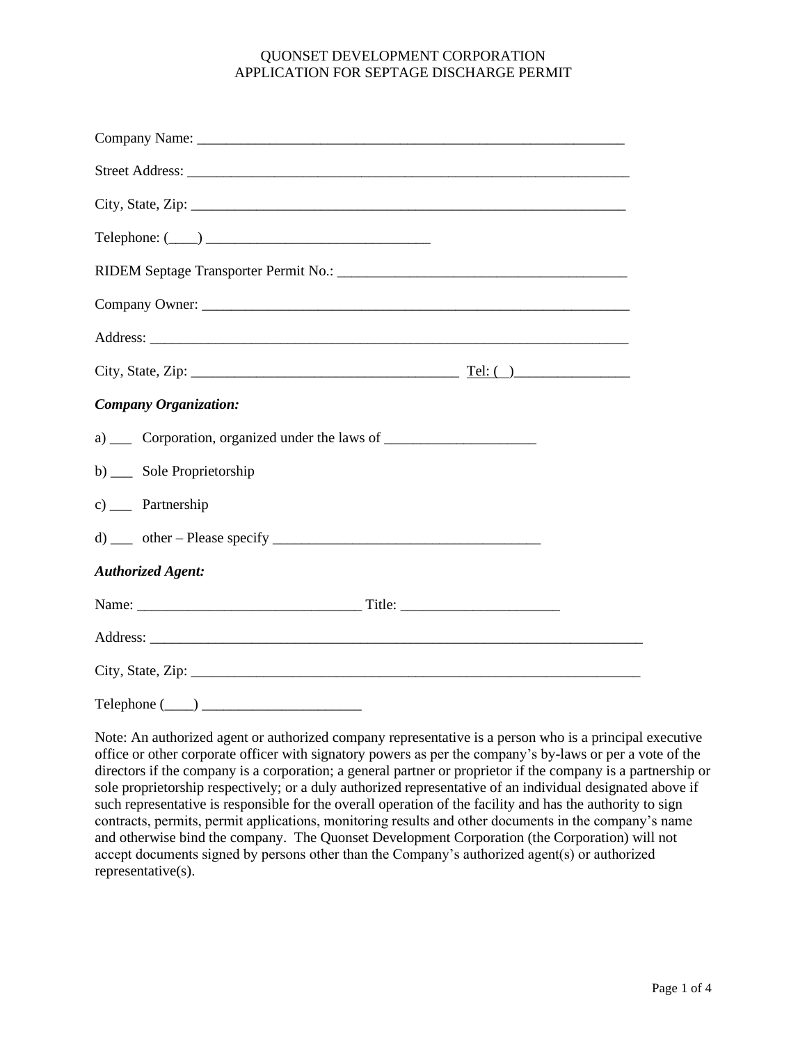# QUONSET DEVELOPMENT CORPORATION
## APPLICATION FOR SEPTAGE DISCHARGE PERMIT

Company Name: ____________________________________________________________

Street Address: ______________________________________________________________

City, State, Zip: ______________________________________________________________

Telephone: (____) ______________________________

RIDEM Septage Transporter Permit No.: _______________________________________

Company Owner: ____________________________________________________________

Address: __________________________________________________________________

City, State, Zip: ___________________________________ Tel: ( )________________

***Company Organization:***

a) ___ Corporation, organized under the laws of ____________________

b) ___ Sole Proprietorship

c) ___ Partnership

d) ___ other – Please specify ____________________________________

***Authorized Agent:***

Name: ______________________________ Title: _____________________

Address: ____________________________________________________________________

City, State, Zip: ______________________________________________________________

Telephone (____) _____________________

Note: An authorized agent or authorized company representative is a person who is a principal executive office or other corporate officer with signatory powers as per the company's by-laws or per a vote of the directors if the company is a corporation; a general partner or proprietor if the company is a partnership or sole proprietorship respectively; or a duly authorized representative of an individual designated above if such representative is responsible for the overall operation of the facility and has the authority to sign contracts, permits, permit applications, monitoring results and other documents in the company's name and otherwise bind the company. The Quonset Development Corporation (the Corporation) will not accept documents signed by persons other than the Company's authorized agent(s) or authorized representative(s).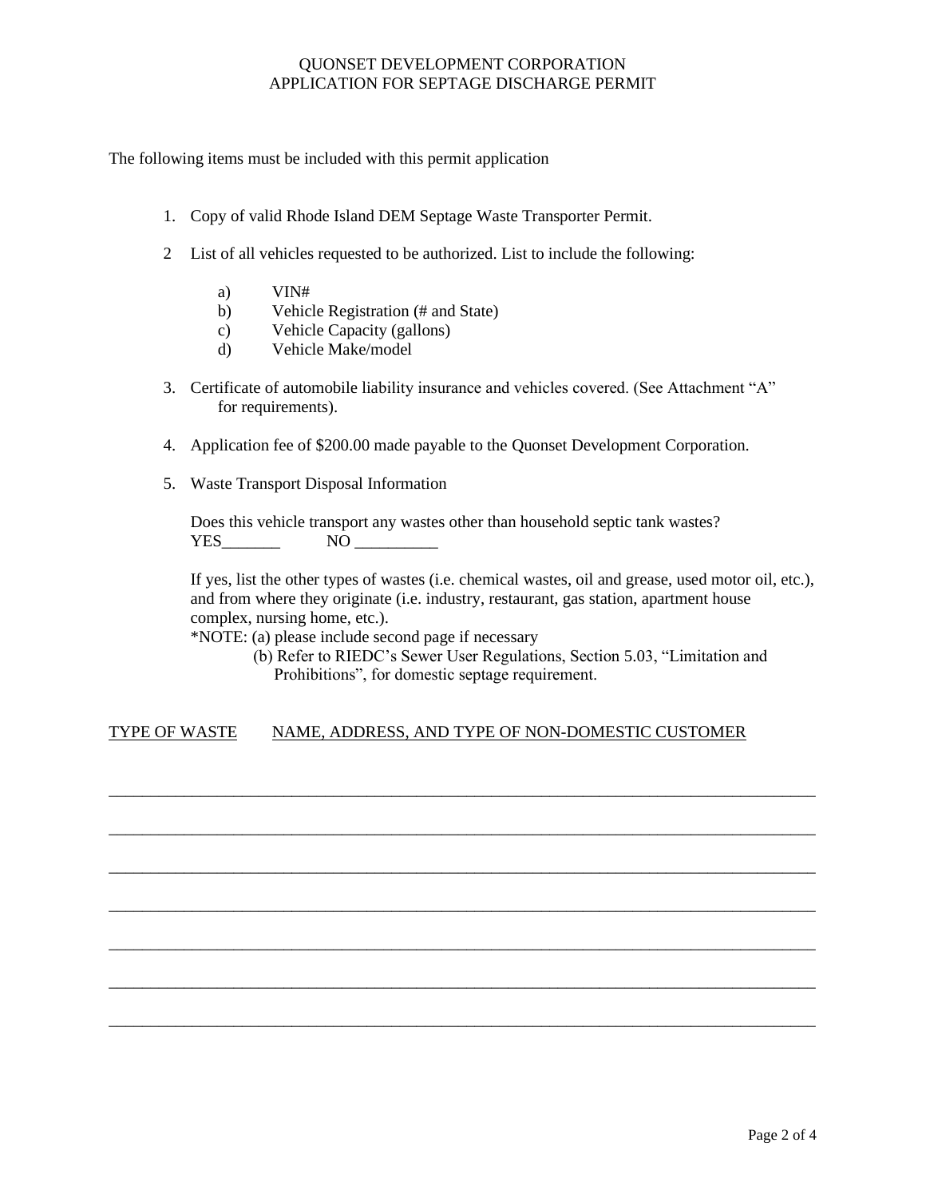QUONSET DEVELOPMENT CORPORATION
APPLICATION FOR SEPTAGE DISCHARGE PERMIT

The following items must be included with this permit application

1. Copy of valid Rhode Island DEM Septage Waste Transporter Permit.

2. List of all vehicles requested to be authorized. List to include the following:

   a) VIN#
   b) Vehicle Registration (# and State)
   c) Vehicle Capacity (gallons)
   d) Vehicle Make/model

3. Certificate of automobile liability insurance and vehicles covered. (See Attachment "A" for requirements).

4. Application fee of $200.00 made payable to the Quonset Development Corporation.

5. Waste Transport Disposal Information

   Does this vehicle transport any wastes other than household septic tank wastes?
   YES_______ NO __________

   If yes, list the other types of wastes (i.e. chemical wastes, oil and grease, used motor oil, etc.), and from where they originate (i.e. industry, restaurant, gas station, apartment house complex, nursing home, etc.).
   *NOTE: (a) please include second page if necessary
   (b) Refer to RIEDC's Sewer User Regulations, Section 5.03, "Limitation and Prohibitions", for domestic septage requirement.

<u>TYPE OF WASTE</u> <u>NAME, ADDRESS, AND TYPE OF NON-DOMESTIC CUSTOMER</u>

_______________________________________________________________________________

_______________________________________________________________________________

_______________________________________________________________________________

_______________________________________________________________________________

_______________________________________________________________________________

_______________________________________________________________________________

_______________________________________________________________________________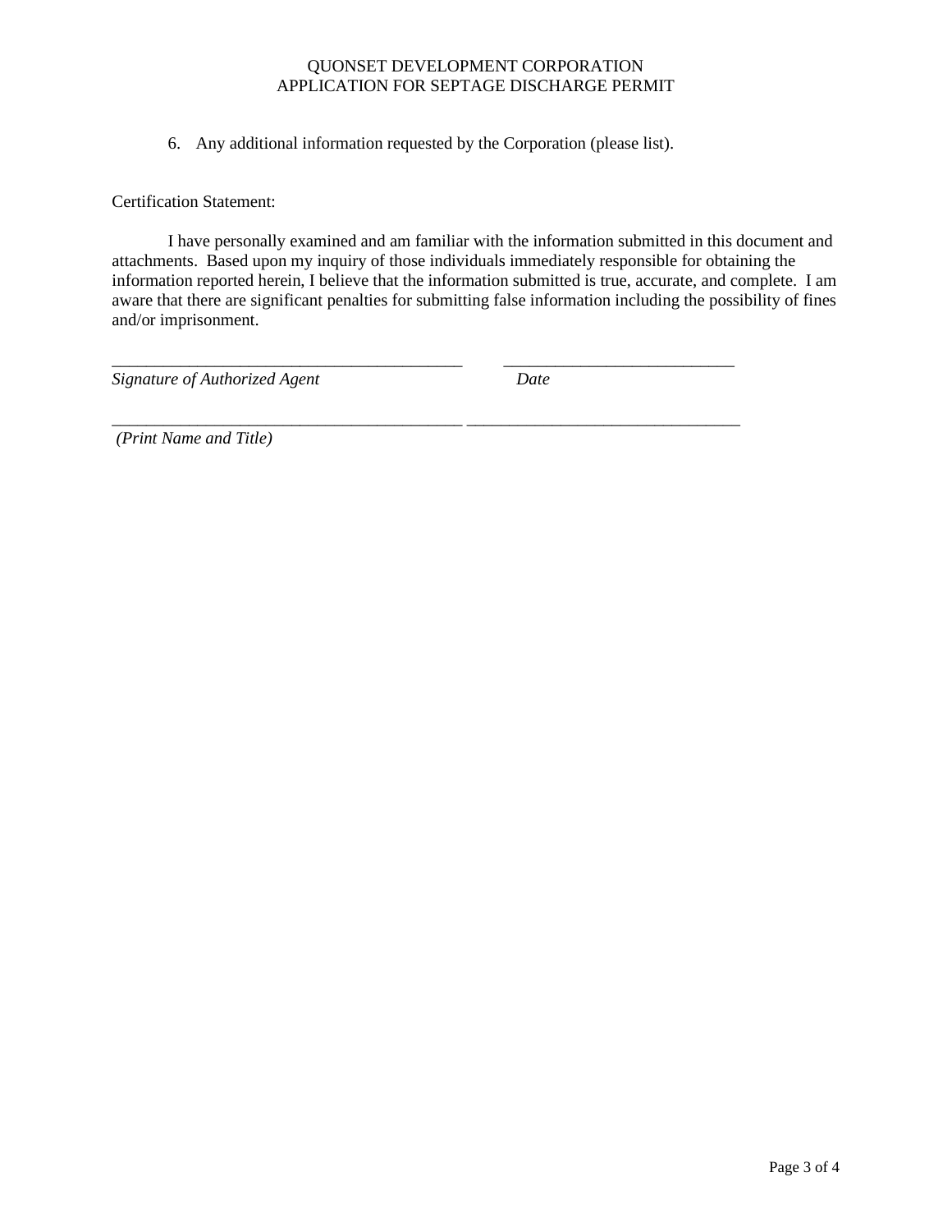QUONSET DEVELOPMENT CORPORATION
APPLICATION FOR SEPTAGE DISCHARGE PERMIT

6. Any additional information requested by the Corporation (please list).

Certification Statement:

I have personally examined and am familiar with the information submitted in this document and attachments. Based upon my inquiry of those individuals immediately responsible for obtaining the information reported herein, I believe that the information submitted is true, accurate, and complete. I am aware that there are significant penalties for submitting false information including the possibility of fines and/or imprisonment.

_________________________________________ ___________________________

*Signature of Authorized Agent* *Date*

_________________________________________ _______________________________

*(Print Name and Title)*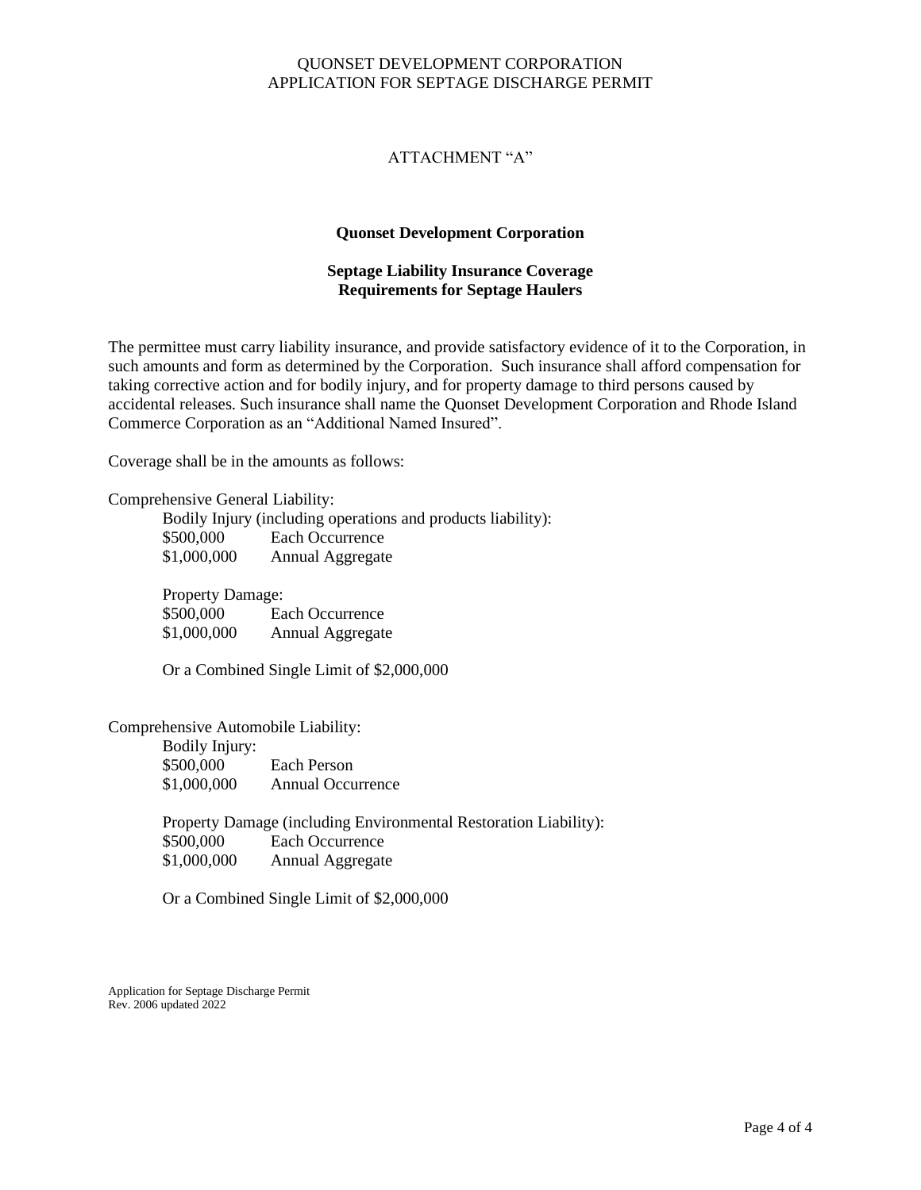ATTACHMENT "A"

**Quonset Development Corporation**

**Septage Liability Insurance Coverage Requirements for Septage Haulers**

The permittee must carry liability insurance, and provide satisfactory evidence of it to the Corporation, in such amounts and form as determined by the Corporation. Such insurance shall afford compensation for taking corrective action and for bodily injury, and for property damage to third persons caused by accidental releases. Such insurance shall name the Quonset Development Corporation and Rhode Island Commerce Corporation as an "Additional Named Insured".

Coverage shall be in the amounts as follows:

Comprehensive General Liability:

Bodily Injury (including operations and products liability):

| | |
|---|---|
| \$500,000 | Each Occurrence |
| \$1,000,000 | Annual Aggregate |

Property Damage:

| | |
|---|---|
| \$500,000 | Each Occurrence |
| \$1,000,000 | Annual Aggregate |

Or a Combined Single Limit of \$2,000,000

Comprehensive Automobile Liability:

Bodily Injury:

| | |
|---|---|
| \$500,000 | Each Person |
| \$1,000,000 | Annual Occurrence |

Property Damage (including Environmental Restoration Liability):

| | |
|---|---|
| \$500,000 | Each Occurrence |
| \$1,000,000 | Annual Aggregate |

Or a Combined Single Limit of \$2,000,000

Application for Septage Discharge Permit
Rev. 2006 updated 2022